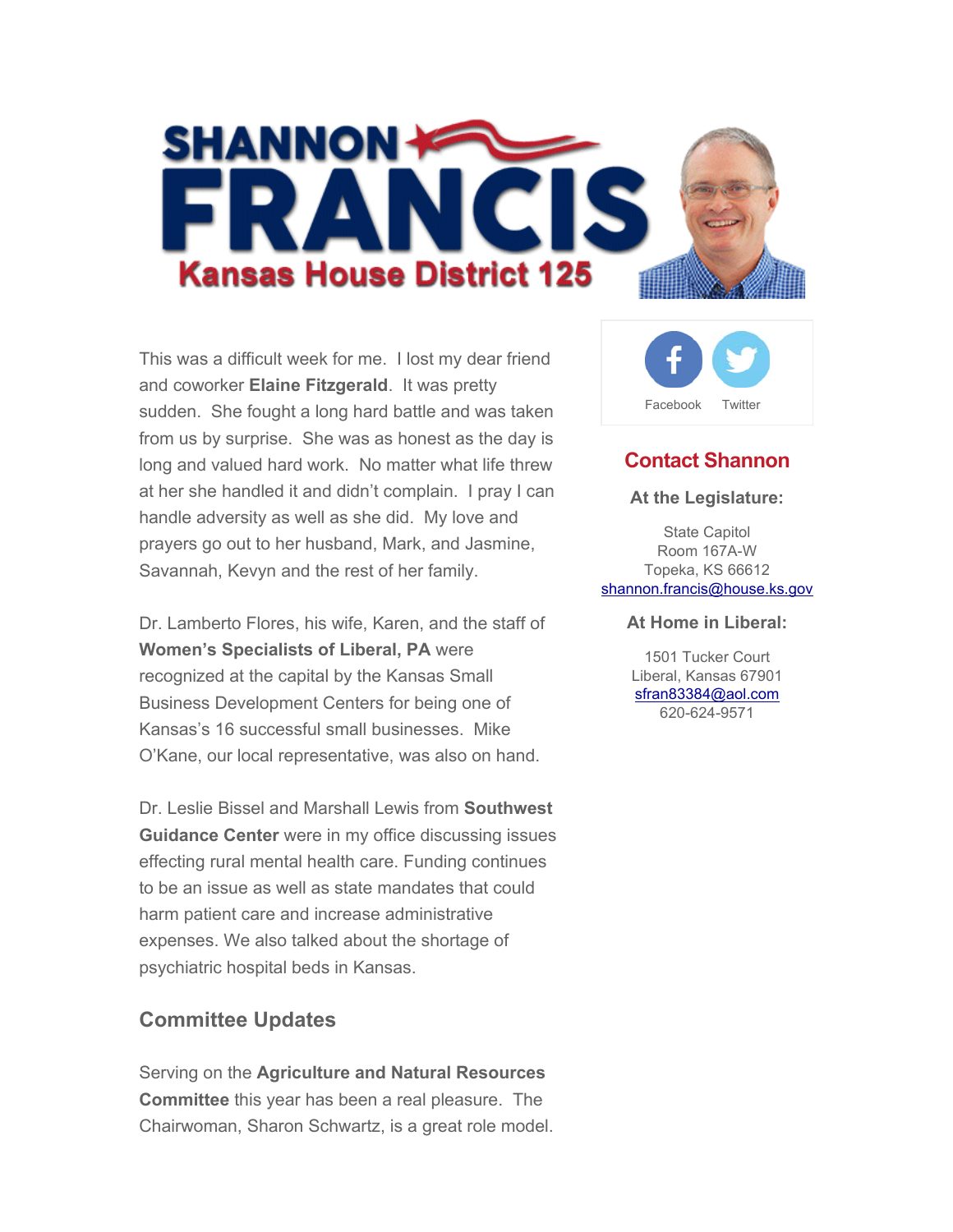# SHANNON FRANCIS

## Kansas House District 125

This was a difficult week for me. I lost my dear friend and coworker **Elaine Fitzgerald**. It was pretty sudden. She fought a long hard battle and was taken from us by surprise. She was as honest as the day is long and valued hard work. No matter what life threw at her she handled it and didn't complain. I pray I can handle adversity as well as she did. My love and prayers go out to her husband, Mark, and Jasmine, Savannah, Kevyn and the rest of her family.

Dr. Lamberto Flores, his wife, Karen, and the staff of **Women's Specialists of Liberal, PA** were recognized at the capital by the Kansas Small Business Development Centers for being one of Kansas's 16 successful small businesses. Mike O'Kane, our local representative, was also on hand.

Dr. Leslie Bissel and Marshall Lewis from **Southwest Guidance Center** were in my office discussing issues effecting rural mental health care. Funding continues to be an issue as well as state mandates that could harm patient care and increase administrative expenses. We also talked about the shortage of psychiatric hospital beds in Kansas.

### Committee Updates

Serving on the **Agriculture and Natural Resources Committee** this year has been a real pleasure. The Chairwoman, Sharon Schwartz, is a great role model.

Facebook Twitter

### Contact Shannon

**At the Legislature:**

State Capitol
Room 167A-W
Topeka, KS 66612
shannon.francis@house.ks.gov

**At Home in Liberal:**

1501 Tucker Court
Liberal, Kansas 67901
sfran83384@aol.com
620-624-9571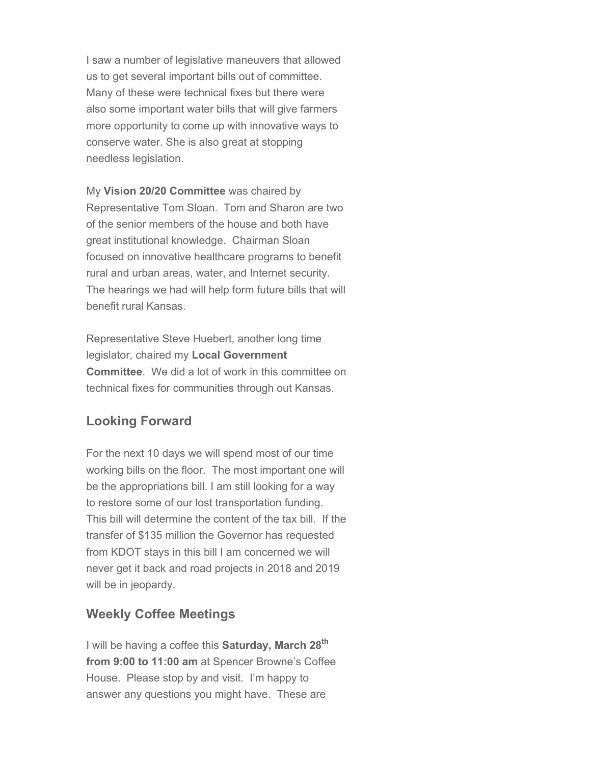I saw a number of legislative maneuvers that allowed us to get several important bills out of committee. Many of these were technical fixes but there were also some important water bills that will give farmers more opportunity to come up with innovative ways to conserve water. She is also great at stopping needless legislation.

My **Vision 20/20 Committee** was chaired by Representative Tom Sloan. Tom and Sharon are two of the senior members of the house and both have great institutional knowledge. Chairman Sloan focused on innovative healthcare programs to benefit rural and urban areas, water, and Internet security. The hearings we had will help form future bills that will benefit rural Kansas.

Representative Steve Huebert, another long time legislator, chaired my **Local Government Committee**. We did a lot of work in this committee on technical fixes for communities through out Kansas.

## Looking Forward

For the next 10 days we will spend most of our time working bills on the floor. The most important one will be the appropriations bill. I am still looking for a way to restore some of our lost transportation funding. This bill will determine the content of the tax bill. If the transfer of $135 million the Governor has requested from KDOT stays in this bill I am concerned we will never get it back and road projects in 2018 and 2019 will be in jeopardy.

## Weekly Coffee Meetings

I will be having a coffee this **Saturday, March 28th from 9:00 to 11:00 am** at Spencer Browne's Coffee House. Please stop by and visit. I'm happy to answer any questions you might have. These are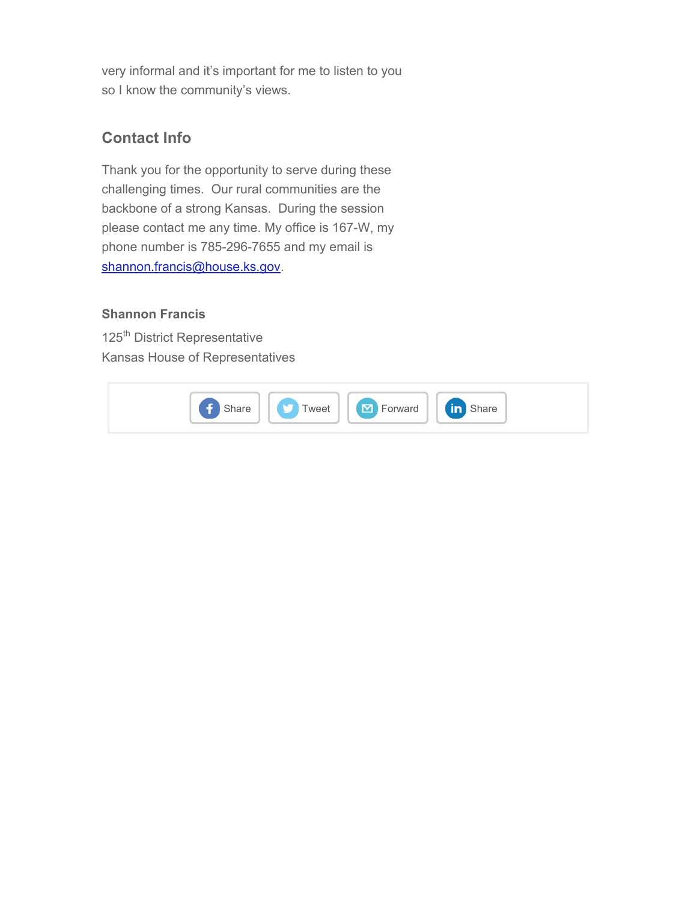very informal and it's important for me to listen to you so I know the community's views.

## Contact Info

Thank you for the opportunity to serve during these challenging times. Our rural communities are the backbone of a strong Kansas. During the session please contact me any time. My office is 167-W, my phone number is 785-296-7655 and my email is shannon.francis@house.ks.gov.

**Shannon Francis**
125th District Representative
Kansas House of Representatives

Share Tweet Forward Share